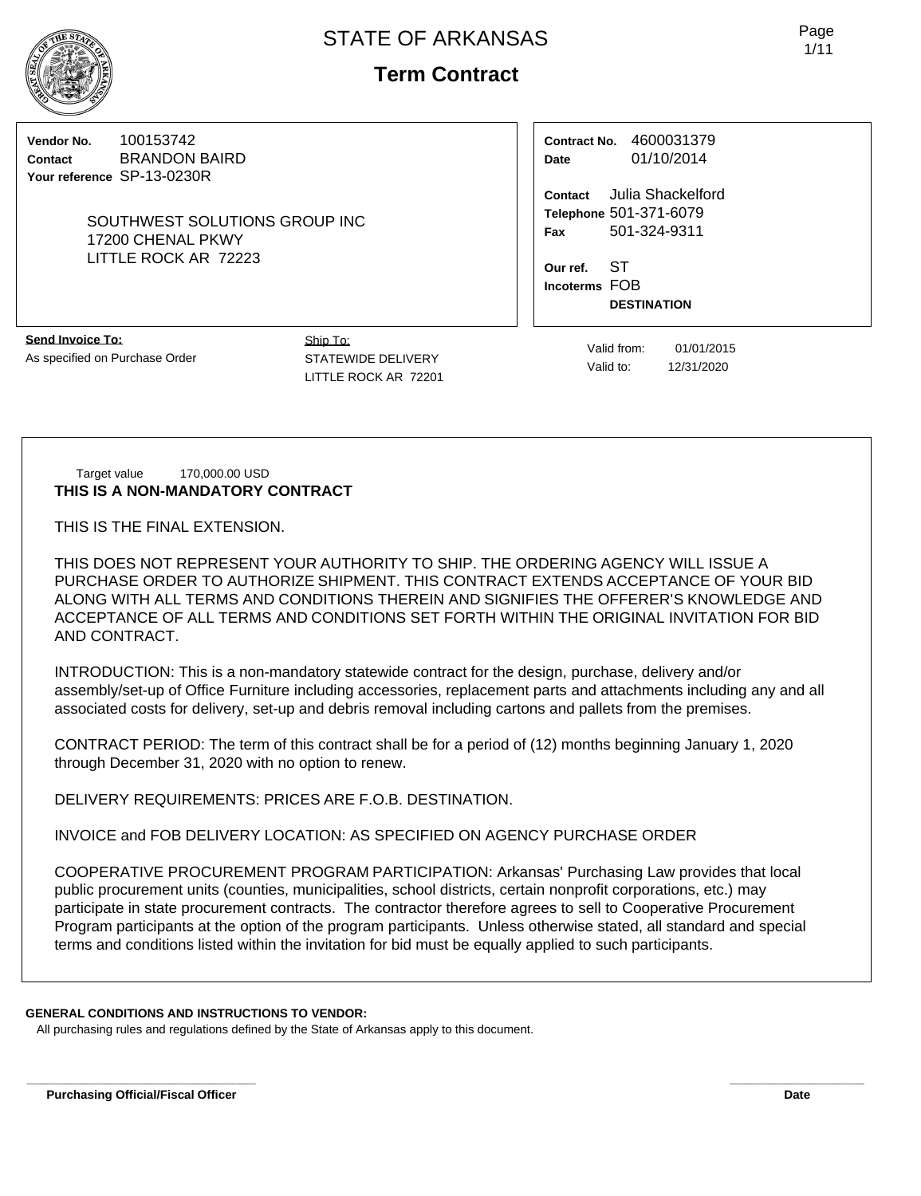# STATE OF ARKANSAS

## Term Contract

**Vendor No.** 100153742
**Contact** BRANDON BAIRD
**Your reference** SP-13-0230R

SOUTHWEST SOLUTIONS GROUP INC
17200 CHENAL PKWY
LITTLE ROCK AR 72223

**Contract No.** 4600031379
**Date** 01/10/2014

**Contact** Julia Shackelford
**Telephone** 501-371-6079
**Fax** 501-324-9311

**Our ref.** ST
**Incoterms** FOB
**DESTINATION**

**Send Invoice To:**
As specified on Purchase Order

Ship To:
STATEWIDE DELIVERY
LITTLE ROCK AR 72201

Valid from: 01/01/2015
Valid to: 12/31/2020

Target value 170,000.00 USD

**THIS IS A NON-MANDATORY CONTRACT**

THIS IS THE FINAL EXTENSION.

THIS DOES NOT REPRESENT YOUR AUTHORITY TO SHIP. THE ORDERING AGENCY WILL ISSUE A PURCHASE ORDER TO AUTHORIZE SHIPMENT. THIS CONTRACT EXTENDS ACCEPTANCE OF YOUR BID ALONG WITH ALL TERMS AND CONDITIONS THEREIN AND SIGNIFIES THE OFFERER'S KNOWLEDGE AND ACCEPTANCE OF ALL TERMS AND CONDITIONS SET FORTH WITHIN THE ORIGINAL INVITATION FOR BID AND CONTRACT.

INTRODUCTION: This is a non-mandatory statewide contract for the design, purchase, delivery and/or assembly/set-up of Office Furniture including accessories, replacement parts and attachments including any and all associated costs for delivery, set-up and debris removal including cartons and pallets from the premises.

CONTRACT PERIOD: The term of this contract shall be for a period of (12) months beginning January 1, 2020 through December 31, 2020 with no option to renew.

DELIVERY REQUIREMENTS: PRICES ARE F.O.B. DESTINATION.

INVOICE and FOB DELIVERY LOCATION: AS SPECIFIED ON AGENCY PURCHASE ORDER

COOPERATIVE PROCUREMENT PROGRAM PARTICIPATION: Arkansas' Purchasing Law provides that local public procurement units (counties, municipalities, school districts, certain nonprofit corporations, etc.) may participate in state procurement contracts. The contractor therefore agrees to sell to Cooperative Procurement Program participants at the option of the program participants. Unless otherwise stated, all standard and special terms and conditions listed within the invitation for bid must be equally applied to such participants.

**GENERAL CONDITIONS AND INSTRUCTIONS TO VENDOR:**
All purchasing rules and regulations defined by the State of Arkansas apply to this document.

**Purchasing Official/Fiscal Officer** **Date**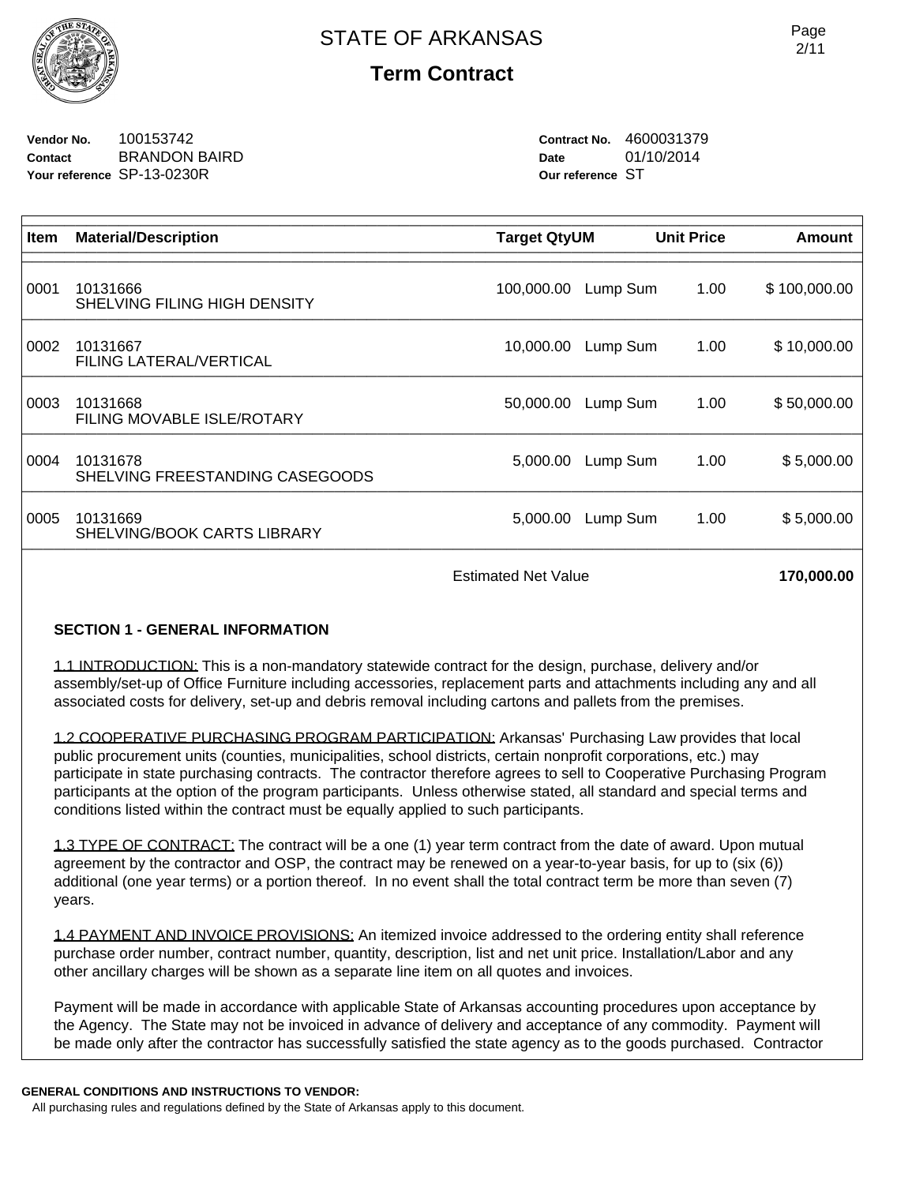# STATE OF ARKANSAS

## Term Contract

| | | | |
|---|---|---|---|
| **Vendor No.** | 100153742 | **Contract No.** | 4600031379 |
| **Contact** | BRANDON BAIRD | **Date** | 01/10/2014 |
| **Your reference** | SP-13-0230R | **Our reference** | ST |

| Item | Material/Description | Target Qty | UM | Unit Price | Amount |
|---|---|---|---|---|---|
| 0001 | 10131666 SHELVING FILING HIGH DENSITY | 100,000.00 | Lump Sum | 1.00 | $ 100,000.00 |
| 0002 | 10131667 FILING LATERAL/VERTICAL | 10,000.00 | Lump Sum | 1.00 | $ 10,000.00 |
| 0003 | 10131668 FILING MOVABLE ISLE/ROTARY | 50,000.00 | Lump Sum | 1.00 | $ 50,000.00 |
| 0004 | 10131678 SHELVING FREESTANDING CASEGOODS | 5,000.00 | Lump Sum | 1.00 | $ 5,000.00 |
| 0005 | 10131669 SHELVING/BOOK CARTS LIBRARY | 5,000.00 | Lump Sum | 1.00 | $ 5,000.00 |
| | | Estimated Net Value | | | **170,000.00** |

### SECTION 1 - GENERAL INFORMATION

1.1 INTRODUCTION: This is a non-mandatory statewide contract for the design, purchase, delivery and/or assembly/set-up of Office Furniture including accessories, replacement parts and attachments including any and all associated costs for delivery, set-up and debris removal including cartons and pallets from the premises.

1.2 COOPERATIVE PURCHASING PROGRAM PARTICIPATION: Arkansas' Purchasing Law provides that local public procurement units (counties, municipalities, school districts, certain nonprofit corporations, etc.) may participate in state purchasing contracts. The contractor therefore agrees to sell to Cooperative Purchasing Program participants at the option of the program participants. Unless otherwise stated, all standard and special terms and conditions listed within the contract must be equally applied to such participants.

1.3 TYPE OF CONTRACT: The contract will be a one (1) year term contract from the date of award. Upon mutual agreement by the contractor and OSP, the contract may be renewed on a year-to-year basis, for up to (six (6)) additional (one year terms) or a portion thereof. In no event shall the total contract term be more than seven (7) years.

1.4 PAYMENT AND INVOICE PROVISIONS: An itemized invoice addressed to the ordering entity shall reference purchase order number, contract number, quantity, description, list and net unit price. Installation/Labor and any other ancillary charges will be shown as a separate line item on all quotes and invoices.

Payment will be made in accordance with applicable State of Arkansas accounting procedures upon acceptance by the Agency. The State may not be invoiced in advance of delivery and acceptance of any commodity. Payment will be made only after the contractor has successfully satisfied the state agency as to the goods purchased. Contractor

**GENERAL CONDITIONS AND INSTRUCTIONS TO VENDOR:**
All purchasing rules and regulations defined by the State of Arkansas apply to this document.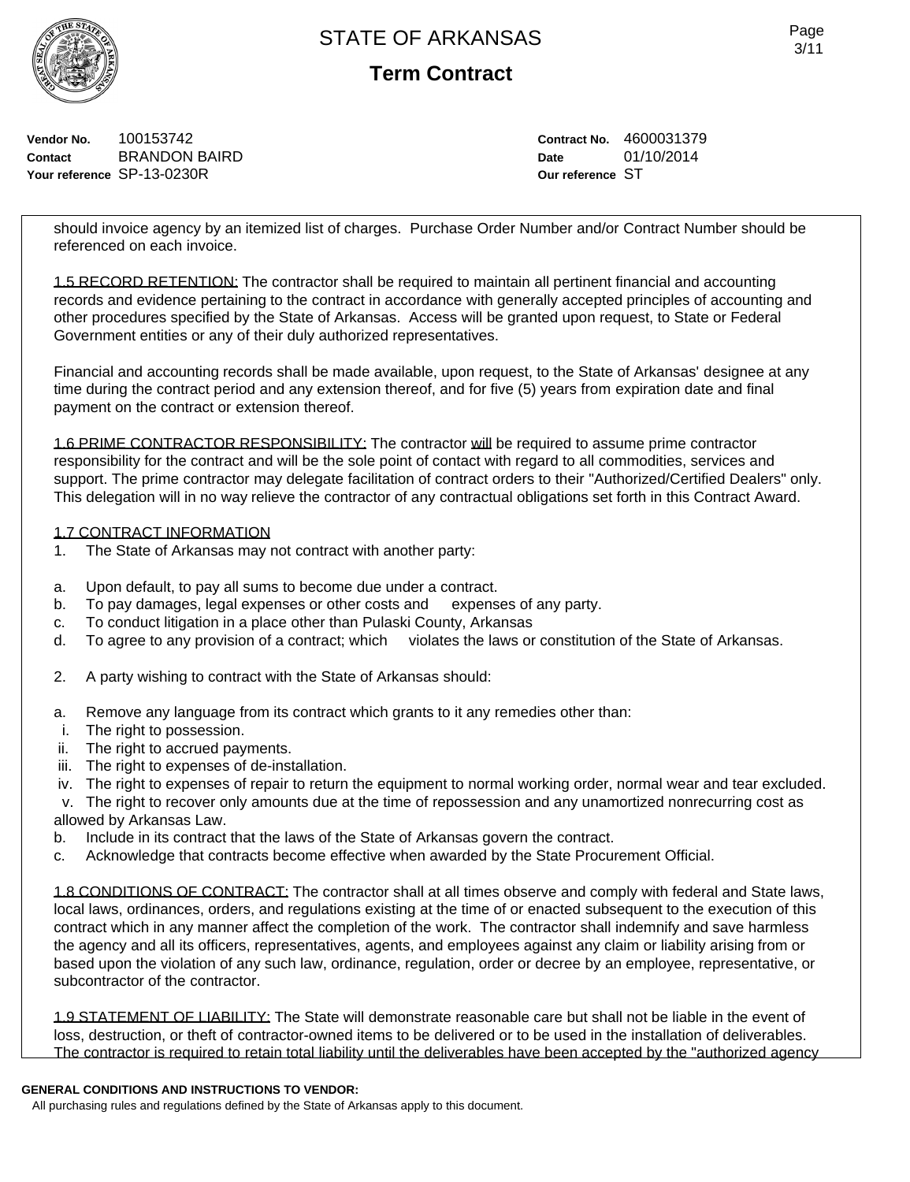**STATE OF ARKANSAS**

**Term Contract**

| | | | |
|---|---|---|---|
| **Vendor No.** | 100153742 | **Contract No.** | 4600031379 |
| **Contact** | BRANDON BAIRD | **Date** | 01/10/2014 |
| **Your reference** | SP-13-0230R | **Our reference** | ST |

should invoice agency by an itemized list of charges. Purchase Order Number and/or Contract Number should be referenced on each invoice.

1.5 RECORD RETENTION: The contractor shall be required to maintain all pertinent financial and accounting records and evidence pertaining to the contract in accordance with generally accepted principles of accounting and other procedures specified by the State of Arkansas. Access will be granted upon request, to State or Federal Government entities or any of their duly authorized representatives.

Financial and accounting records shall be made available, upon request, to the State of Arkansas' designee at any time during the contract period and any extension thereof, and for five (5) years from expiration date and final payment on the contract or extension thereof.

1.6 PRIME CONTRACTOR RESPONSIBILITY: The contractor will be required to assume prime contractor responsibility for the contract and will be the sole point of contact with regard to all commodities, services and support. The prime contractor may delegate facilitation of contract orders to their "Authorized/Certified Dealers" only. This delegation will in no way relieve the contractor of any contractual obligations set forth in this Contract Award.

1.7 CONTRACT INFORMATION

1. The State of Arkansas may not contract with another party:

a. Upon default, to pay all sums to become due under a contract.
b. To pay damages, legal expenses or other costs and expenses of any party.
c. To conduct litigation in a place other than Pulaski County, Arkansas
d. To agree to any provision of a contract; which violates the laws or constitution of the State of Arkansas.

2. A party wishing to contract with the State of Arkansas should:

a. Remove any language from its contract which grants to it any remedies other than:
 i. The right to possession.
 ii. The right to accrued payments.
 iii. The right to expenses of de-installation.
 iv. The right to expenses of repair to return the equipment to normal working order, normal wear and tear excluded.
 v. The right to recover only amounts due at the time of repossession and any unamortized nonrecurring cost as allowed by Arkansas Law.
b. Include in its contract that the laws of the State of Arkansas govern the contract.
c. Acknowledge that contracts become effective when awarded by the State Procurement Official.

1.8 CONDITIONS OF CONTRACT: The contractor shall at all times observe and comply with federal and State laws, local laws, ordinances, orders, and regulations existing at the time of or enacted subsequent to the execution of this contract which in any manner affect the completion of the work. The contractor shall indemnify and save harmless the agency and all its officers, representatives, agents, and employees against any claim or liability arising from or based upon the violation of any such law, ordinance, regulation, order or decree by an employee, representative, or subcontractor of the contractor.

1.9 STATEMENT OF LIABILITY: The State will demonstrate reasonable care but shall not be liable in the event of loss, destruction, or theft of contractor-owned items to be delivered or to be used in the installation of deliverables. The contractor is required to retain total liability until the deliverables have been accepted by the "authorized agency

**GENERAL CONDITIONS AND INSTRUCTIONS TO VENDOR:**
All purchasing rules and regulations defined by the State of Arkansas apply to this document.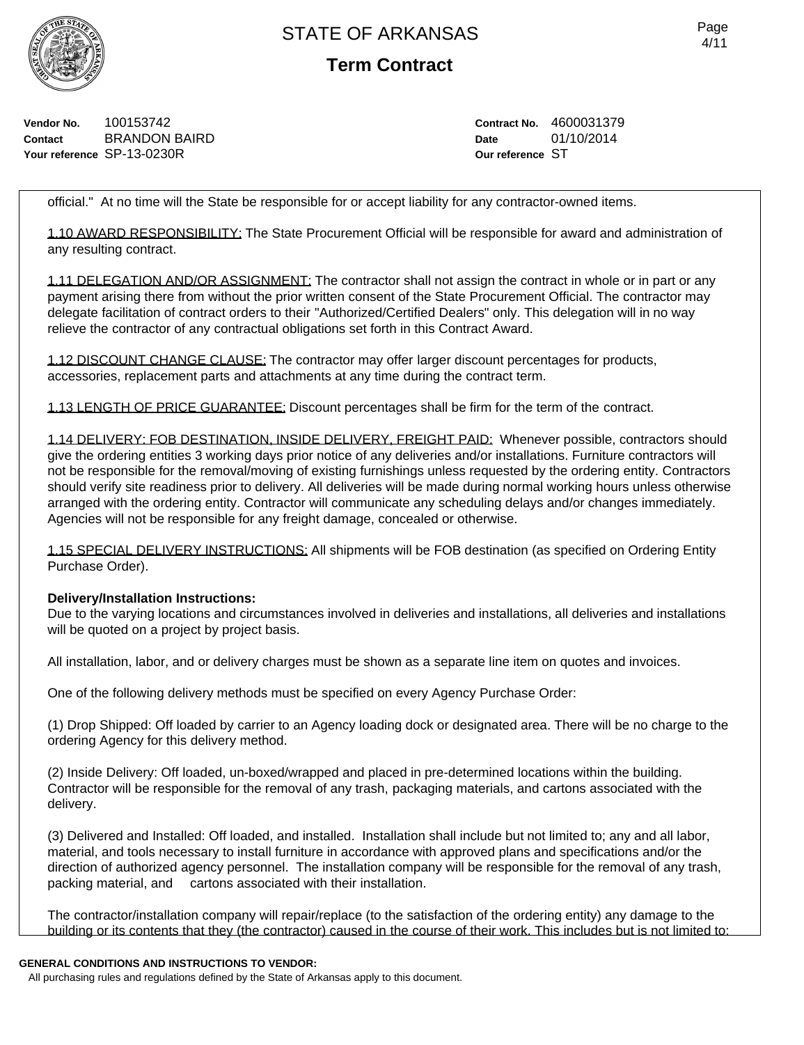Vendor No. 100153742
Contact BRANDON BAIRD
Your reference SP-13-0230R

Contract No. 4600031379
Date 01/10/2014
Our reference ST

official." At no time will the State be responsible for or accept liability for any contractor-owned items.

1.10 AWARD RESPONSIBILITY: The State Procurement Official will be responsible for award and administration of any resulting contract.

1.11 DELEGATION AND/OR ASSIGNMENT: The contractor shall not assign the contract in whole or in part or any payment arising there from without the prior written consent of the State Procurement Official. The contractor may delegate facilitation of contract orders to their "Authorized/Certified Dealers" only. This delegation will in no way relieve the contractor of any contractual obligations set forth in this Contract Award.

1.12 DISCOUNT CHANGE CLAUSE: The contractor may offer larger discount percentages for products, accessories, replacement parts and attachments at any time during the contract term.

1.13 LENGTH OF PRICE GUARANTEE: Discount percentages shall be firm for the term of the contract.

1.14 DELIVERY: FOB DESTINATION, INSIDE DELIVERY, FREIGHT PAID: Whenever possible, contractors should give the ordering entities 3 working days prior notice of any deliveries and/or installations. Furniture contractors will not be responsible for the removal/moving of existing furnishings unless requested by the ordering entity. Contractors should verify site readiness prior to delivery. All deliveries will be made during normal working hours unless otherwise arranged with the ordering entity. Contractor will communicate any scheduling delays and/or changes immediately. Agencies will not be responsible for any freight damage, concealed or otherwise.

1.15 SPECIAL DELIVERY INSTRUCTIONS: All shipments will be FOB destination (as specified on Ordering Entity Purchase Order).

**Delivery/Installation Instructions:**
Due to the varying locations and circumstances involved in deliveries and installations, all deliveries and installations will be quoted on a project by project basis.

All installation, labor, and or delivery charges must be shown as a separate line item on quotes and invoices.

One of the following delivery methods must be specified on every Agency Purchase Order:

(1) Drop Shipped: Off loaded by carrier to an Agency loading dock or designated area. There will be no charge to the ordering Agency for this delivery method.

(2) Inside Delivery: Off loaded, un-boxed/wrapped and placed in pre-determined locations within the building. Contractor will be responsible for the removal of any trash, packaging materials, and cartons associated with the delivery.

(3) Delivered and Installed: Off loaded, and installed. Installation shall include but not limited to; any and all labor, material, and tools necessary to install furniture in accordance with approved plans and specifications and/or the direction of authorized agency personnel. The installation company will be responsible for the removal of any trash, packing material, and cartons associated with their installation.

The contractor/installation company will repair/replace (to the satisfaction of the ordering entity) any damage to the building or its contents that they (the contractor) caused in the course of their work. This includes but is not limited to:

**GENERAL CONDITIONS AND INSTRUCTIONS TO VENDOR:**
All purchasing rules and regulations defined by the State of Arkansas apply to this document.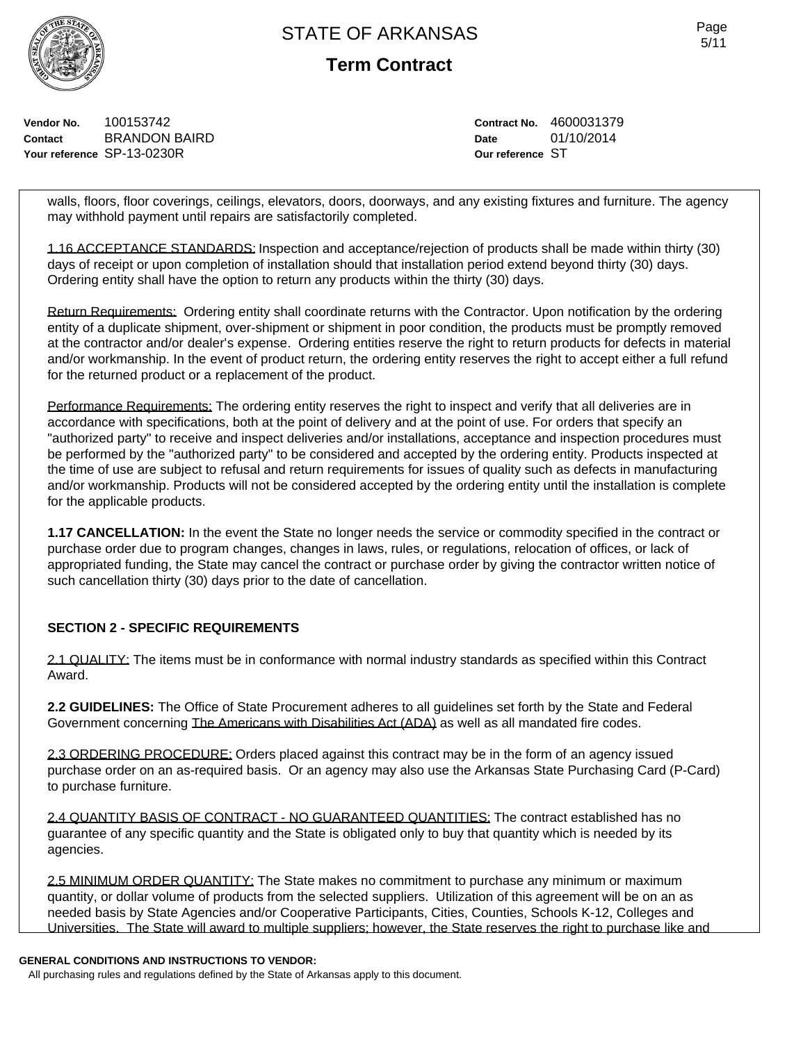walls, floors, floor coverings, ceilings, elevators, doors, doorways, and any existing fixtures and furniture. The agency may withhold payment until repairs are satisfactorily completed.

1.16 ACCEPTANCE STANDARDS: Inspection and acceptance/rejection of products shall be made within thirty (30) days of receipt or upon completion of installation should that installation period extend beyond thirty (30) days. Ordering entity shall have the option to return any products within the thirty (30) days.

Return Requirements: Ordering entity shall coordinate returns with the Contractor. Upon notification by the ordering entity of a duplicate shipment, over-shipment or shipment in poor condition, the products must be promptly removed at the contractor and/or dealer's expense. Ordering entities reserve the right to return products for defects in material and/or workmanship. In the event of product return, the ordering entity reserves the right to accept either a full refund for the returned product or a replacement of the product.

Performance Requirements: The ordering entity reserves the right to inspect and verify that all deliveries are in accordance with specifications, both at the point of delivery and at the point of use. For orders that specify an "authorized party" to receive and inspect deliveries and/or installations, acceptance and inspection procedures must be performed by the "authorized party" to be considered and accepted by the ordering entity. Products inspected at the time of use are subject to refusal and return requirements for issues of quality such as defects in manufacturing and/or workmanship. Products will not be considered accepted by the ordering entity until the installation is complete for the applicable products.

**1.17 CANCELLATION:** In the event the State no longer needs the service or commodity specified in the contract or purchase order due to program changes, changes in laws, rules, or regulations, relocation of offices, or lack of appropriated funding, the State may cancel the contract or purchase order by giving the contractor written notice of such cancellation thirty (30) days prior to the date of cancellation.

## SECTION 2 - SPECIFIC REQUIREMENTS

2.1 QUALITY: The items must be in conformance with normal industry standards as specified within this Contract Award.

**2.2 GUIDELINES:** The Office of State Procurement adheres to all guidelines set forth by the State and Federal Government concerning The Americans with Disabilities Act (ADA) as well as all mandated fire codes.

2.3 ORDERING PROCEDURE: Orders placed against this contract may be in the form of an agency issued purchase order on an as-required basis. Or an agency may also use the Arkansas State Purchasing Card (P-Card) to purchase furniture.

2.4 QUANTITY BASIS OF CONTRACT - NO GUARANTEED QUANTITIES: The contract established has no guarantee of any specific quantity and the State is obligated only to buy that quantity which is needed by its agencies.

2.5 MINIMUM ORDER QUANTITY: The State makes no commitment to purchase any minimum or maximum quantity, or dollar volume of products from the selected suppliers. Utilization of this agreement will be on an as needed basis by State Agencies and/or Cooperative Participants, Cities, Counties, Schools K-12, Colleges and Universities. The State will award to multiple suppliers; however, the State reserves the right to purchase like and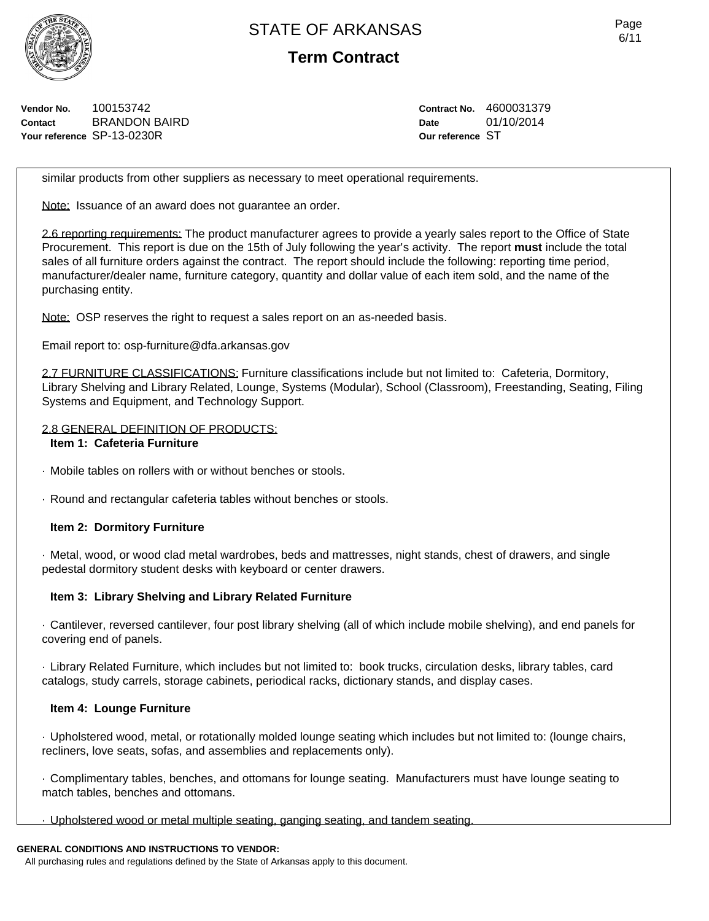similar products from other suppliers as necessary to meet operational requirements.

Note: Issuance of an award does not guarantee an order.

2.6 reporting requirements: The product manufacturer agrees to provide a yearly sales report to the Office of State Procurement. This report is due on the 15th of July following the year's activity. The report **must** include the total sales of all furniture orders against the contract. The report should include the following: reporting time period, manufacturer/dealer name, furniture category, quantity and dollar value of each item sold, and the name of the purchasing entity.

Note: OSP reserves the right to request a sales report on an as-needed basis.

Email report to: osp-furniture@dfa.arkansas.gov

2.7 FURNITURE CLASSIFICATIONS: Furniture classifications include but not limited to: Cafeteria, Dormitory, Library Shelving and Library Related, Lounge, Systems (Modular), School (Classroom), Freestanding, Seating, Filing Systems and Equipment, and Technology Support.

2.8 GENERAL DEFINITION OF PRODUCTS:

**Item 1: Cafeteria Furniture**

· Mobile tables on rollers with or without benches or stools.

· Round and rectangular cafeteria tables without benches or stools.

**Item 2: Dormitory Furniture**

· Metal, wood, or wood clad metal wardrobes, beds and mattresses, night stands, chest of drawers, and single pedestal dormitory student desks with keyboard or center drawers.

**Item 3: Library Shelving and Library Related Furniture**

· Cantilever, reversed cantilever, four post library shelving (all of which include mobile shelving), and end panels for covering end of panels.

· Library Related Furniture, which includes but not limited to: book trucks, circulation desks, library tables, card catalogs, study carrels, storage cabinets, periodical racks, dictionary stands, and display cases.

**Item 4: Lounge Furniture**

· Upholstered wood, metal, or rotationally molded lounge seating which includes but not limited to: (lounge chairs, recliners, love seats, sofas, and assemblies and replacements only).

· Complimentary tables, benches, and ottomans for lounge seating. Manufacturers must have lounge seating to match tables, benches and ottomans.

· Upholstered wood or metal multiple seating, ganging seating, and tandem seating.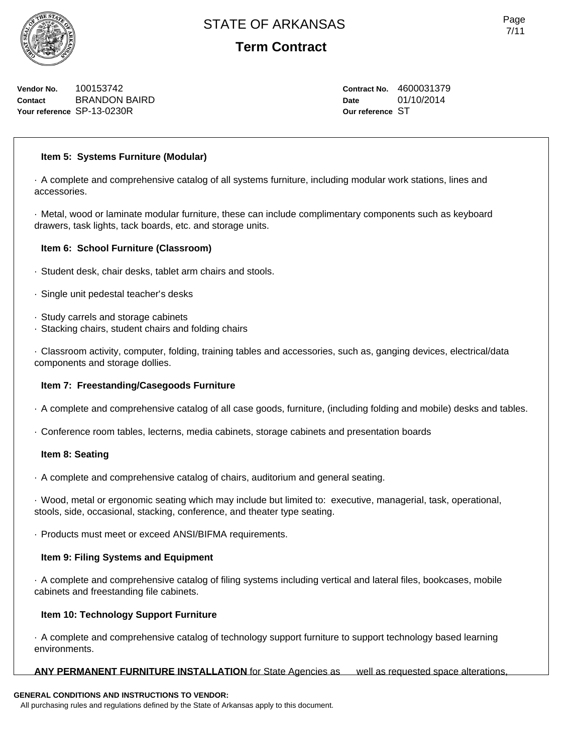**Vendor No.** 100153742
**Contact** BRANDON BAIRD
**Your reference** SP-13-0230R

**Contract No.** 4600031379
**Date** 01/10/2014
**Our reference** ST

**Item 5: Systems Furniture (Modular)**

· A complete and comprehensive catalog of all systems furniture, including modular work stations, lines and accessories.

· Metal, wood or laminate modular furniture, these can include complimentary components such as keyboard drawers, task lights, tack boards, etc. and storage units.

**Item 6: School Furniture (Classroom)**

· Student desk, chair desks, tablet arm chairs and stools.

· Single unit pedestal teacher's desks

· Study carrels and storage cabinets
· Stacking chairs, student chairs and folding chairs

· Classroom activity, computer, folding, training tables and accessories, such as, ganging devices, electrical/data components and storage dollies.

**Item 7: Freestanding/Casegoods Furniture**

· A complete and comprehensive catalog of all case goods, furniture, (including folding and mobile) desks and tables.

· Conference room tables, lecterns, media cabinets, storage cabinets and presentation boards

**Item 8: Seating**

· A complete and comprehensive catalog of chairs, auditorium and general seating.

· Wood, metal or ergonomic seating which may include but limited to: executive, managerial, task, operational, stools, side, occasional, stacking, conference, and theater type seating.

· Products must meet or exceed ANSI/BIFMA requirements.

**Item 9: Filing Systems and Equipment**

· A complete and comprehensive catalog of filing systems including vertical and lateral files, bookcases, mobile cabinets and freestanding file cabinets.

**Item 10: Technology Support Furniture**

· A complete and comprehensive catalog of technology support furniture to support technology based learning environments.

**ANY PERMANENT FURNITURE INSTALLATION** for State Agencies as well as requested space alterations,

**GENERAL CONDITIONS AND INSTRUCTIONS TO VENDOR:**
All purchasing rules and regulations defined by the State of Arkansas apply to this document.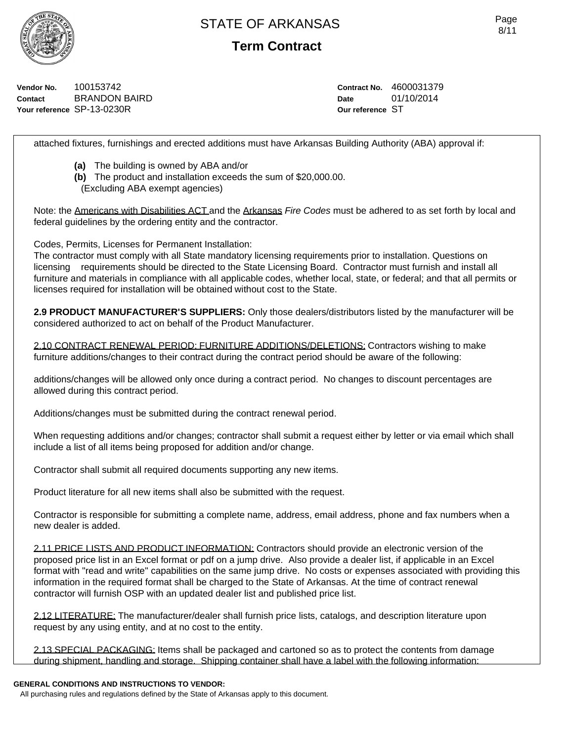attached fixtures, furnishings and erected additions must have Arkansas Building Authority (ABA) approval if:

- **(a)** The building is owned by ABA and/or
- **(b)** The product and installation exceeds the sum of $20,000.00. (Excluding ABA exempt agencies)

Note: the Americans with Disabilities ACT and the Arkansas *Fire Codes* must be adhered to as set forth by local and federal guidelines by the ordering entity and the contractor.

Codes, Permits, Licenses for Permanent Installation:
The contractor must comply with all State mandatory licensing requirements prior to installation. Questions on licensing requirements should be directed to the State Licensing Board. Contractor must furnish and install all furniture and materials in compliance with all applicable codes, whether local, state, or federal; and that all permits or licenses required for installation will be obtained without cost to the State.

**2.9 PRODUCT MANUFACTURER'S SUPPLIERS:** Only those dealers/distributors listed by the manufacturer will be considered authorized to act on behalf of the Product Manufacturer.

2.10 CONTRACT RENEWAL PERIOD: FURNITURE ADDITIONS/DELETIONS: Contractors wishing to make furniture additions/changes to their contract during the contract period should be aware of the following:

additions/changes will be allowed only once during a contract period. No changes to discount percentages are allowed during this contract period.

Additions/changes must be submitted during the contract renewal period.

When requesting additions and/or changes; contractor shall submit a request either by letter or via email which shall include a list of all items being proposed for addition and/or change.

Contractor shall submit all required documents supporting any new items.

Product literature for all new items shall also be submitted with the request.

Contractor is responsible for submitting a complete name, address, email address, phone and fax numbers when a new dealer is added.

2.11 PRICE LISTS AND PRODUCT INFORMATION: Contractors should provide an electronic version of the proposed price list in an Excel format or pdf on a jump drive. Also provide a dealer list, if applicable in an Excel format with "read and write" capabilities on the same jump drive. No costs or expenses associated with providing this information in the required format shall be charged to the State of Arkansas. At the time of contract renewal contractor will furnish OSP with an updated dealer list and published price list.

2.12 LITERATURE: The manufacturer/dealer shall furnish price lists, catalogs, and description literature upon request by any using entity, and at no cost to the entity.

2.13 SPECIAL PACKAGING: Items shall be packaged and cartoned so as to protect the contents from damage during shipment, handling and storage. Shipping container shall have a label with the following information: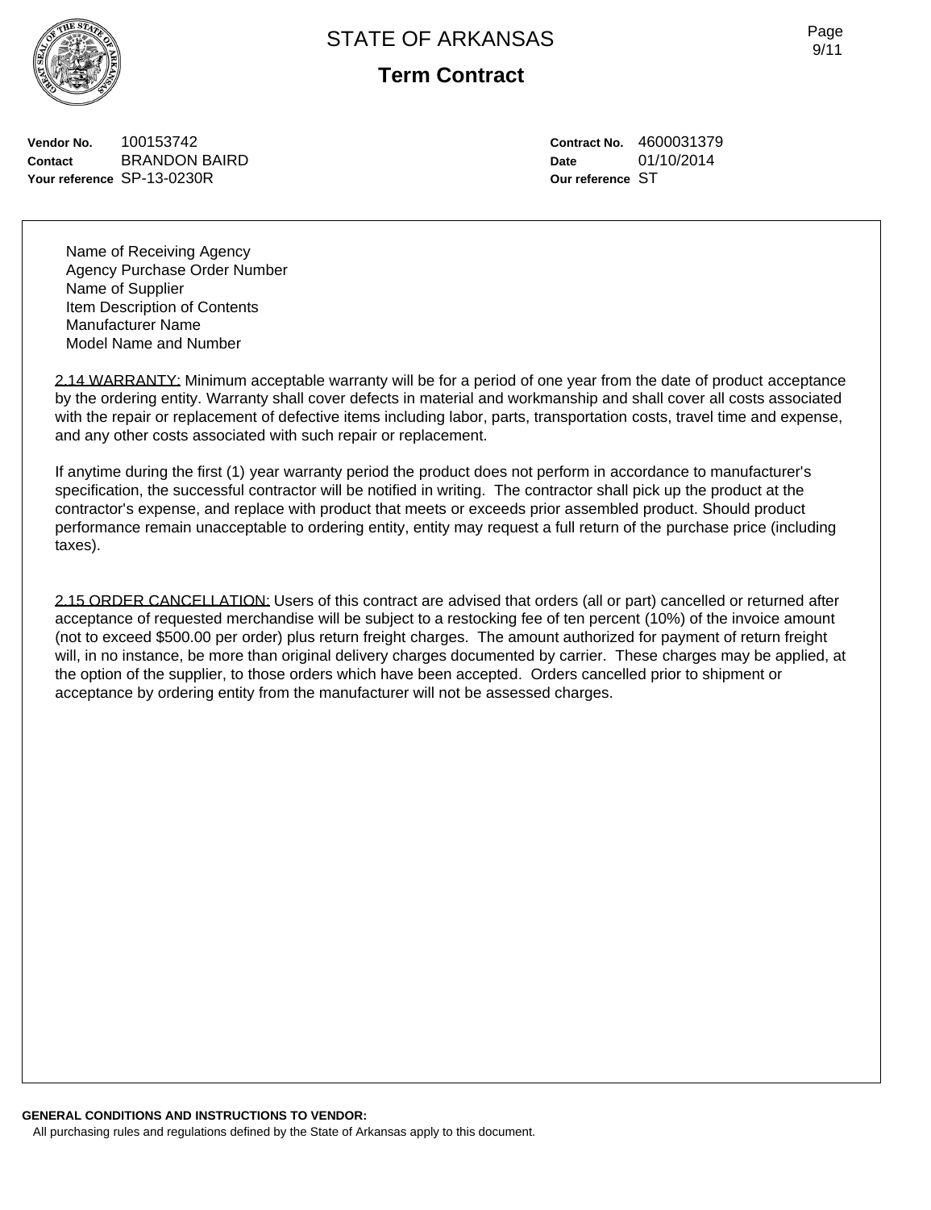Vendor No. 100153742
Contact BRANDON BAIRD
Your reference SP-13-0230R

Contract No. 4600031379
Date 01/10/2014
Our reference ST

Name of Receiving Agency
Agency Purchase Order Number
Name of Supplier
Item Description of Contents
Manufacturer Name
Model Name and Number

2.14 WARRANTY: Minimum acceptable warranty will be for a period of one year from the date of product acceptance by the ordering entity. Warranty shall cover defects in material and workmanship and shall cover all costs associated with the repair or replacement of defective items including labor, parts, transportation costs, travel time and expense, and any other costs associated with such repair or replacement.

If anytime during the first (1) year warranty period the product does not perform in accordance to manufacturer's specification, the successful contractor will be notified in writing. The contractor shall pick up the product at the contractor's expense, and replace with product that meets or exceeds prior assembled product. Should product performance remain unacceptable to ordering entity, entity may request a full return of the purchase price (including taxes).

2.15 ORDER CANCELLATION: Users of this contract are advised that orders (all or part) cancelled or returned after acceptance of requested merchandise will be subject to a restocking fee of ten percent (10%) of the invoice amount (not to exceed $500.00 per order) plus return freight charges. The amount authorized for payment of return freight will, in no instance, be more than original delivery charges documented by carrier. These charges may be applied, at the option of the supplier, to those orders which have been accepted. Orders cancelled prior to shipment or acceptance by ordering entity from the manufacturer will not be assessed charges.

**GENERAL CONDITIONS AND INSTRUCTIONS TO VENDOR:**
All purchasing rules and regulations defined by the State of Arkansas apply to this document.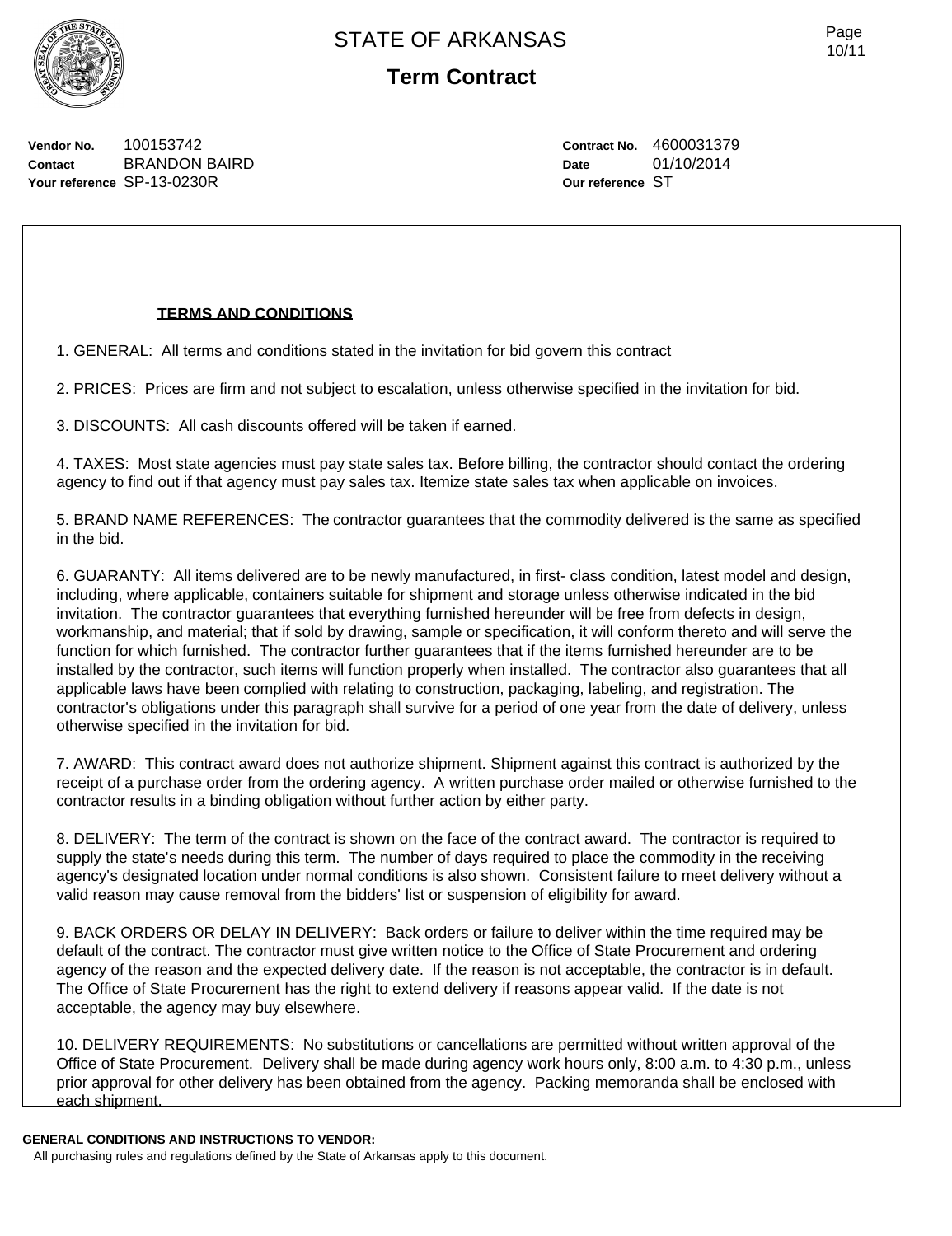# STATE OF ARKANSAS

## Term Contract

**Vendor No.** 100153742
**Contact** BRANDON BAIRD
**Your reference** SP-13-0230R

**Contract No.** 4600031379
**Date** 01/10/2014
**Our reference** ST

**TERMS AND CONDITIONS**

1. GENERAL: All terms and conditions stated in the invitation for bid govern this contract

2. PRICES: Prices are firm and not subject to escalation, unless otherwise specified in the invitation for bid.

3. DISCOUNTS: All cash discounts offered will be taken if earned.

4. TAXES: Most state agencies must pay state sales tax. Before billing, the contractor should contact the ordering agency to find out if that agency must pay sales tax. Itemize state sales tax when applicable on invoices.

5. BRAND NAME REFERENCES: The contractor guarantees that the commodity delivered is the same as specified in the bid.

6. GUARANTY: All items delivered are to be newly manufactured, in first- class condition, latest model and design, including, where applicable, containers suitable for shipment and storage unless otherwise indicated in the bid invitation. The contractor guarantees that everything furnished hereunder will be free from defects in design, workmanship, and material; that if sold by drawing, sample or specification, it will conform thereto and will serve the function for which furnished. The contractor further guarantees that if the items furnished hereunder are to be installed by the contractor, such items will function properly when installed. The contractor also guarantees that all applicable laws have been complied with relating to construction, packaging, labeling, and registration. The contractor's obligations under this paragraph shall survive for a period of one year from the date of delivery, unless otherwise specified in the invitation for bid.

7. AWARD: This contract award does not authorize shipment. Shipment against this contract is authorized by the receipt of a purchase order from the ordering agency. A written purchase order mailed or otherwise furnished to the contractor results in a binding obligation without further action by either party.

8. DELIVERY: The term of the contract is shown on the face of the contract award. The contractor is required to supply the state's needs during this term. The number of days required to place the commodity in the receiving agency's designated location under normal conditions is also shown. Consistent failure to meet delivery without a valid reason may cause removal from the bidders' list or suspension of eligibility for award.

9. BACK ORDERS OR DELAY IN DELIVERY: Back orders or failure to deliver within the time required may be default of the contract. The contractor must give written notice to the Office of State Procurement and ordering agency of the reason and the expected delivery date. If the reason is not acceptable, the contractor is in default. The Office of State Procurement has the right to extend delivery if reasons appear valid. If the date is not acceptable, the agency may buy elsewhere.

10. DELIVERY REQUIREMENTS: No substitutions or cancellations are permitted without written approval of the Office of State Procurement. Delivery shall be made during agency work hours only, 8:00 a.m. to 4:30 p.m., unless prior approval for other delivery has been obtained from the agency. Packing memoranda shall be enclosed with each shipment.

**GENERAL CONDITIONS AND INSTRUCTIONS TO VENDOR:**

All purchasing rules and regulations defined by the State of Arkansas apply to this document.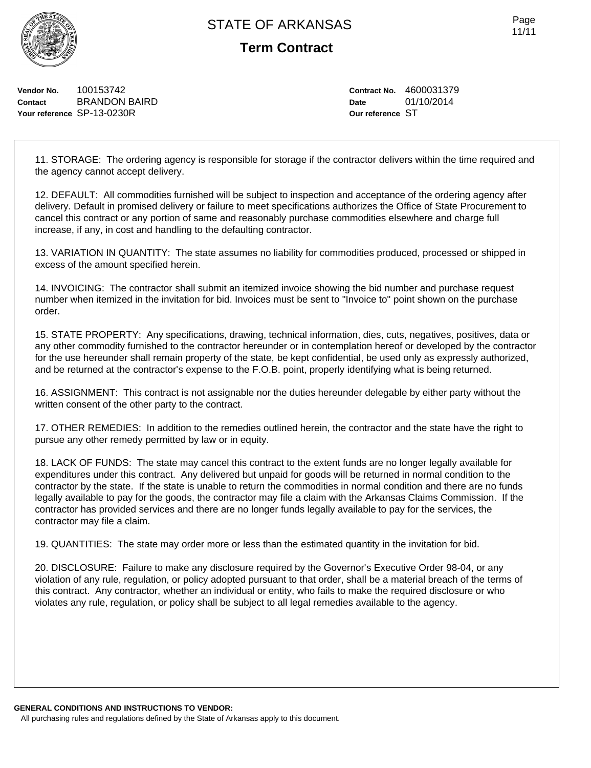STATE OF ARKANSAS

**Term Contract**

| | | | |
|---|---|---|---|
| **Vendor No.** | 100153742 | **Contract No.** | 4600031379 |
| **Contact** | BRANDON BAIRD | **Date** | 01/10/2014 |
| **Your reference** | SP-13-0230R | **Our reference** | ST |

11. STORAGE: The ordering agency is responsible for storage if the contractor delivers within the time required and the agency cannot accept delivery.

12. DEFAULT: All commodities furnished will be subject to inspection and acceptance of the ordering agency after delivery. Default in promised delivery or failure to meet specifications authorizes the Office of State Procurement to cancel this contract or any portion of same and reasonably purchase commodities elsewhere and charge full increase, if any, in cost and handling to the defaulting contractor.

13. VARIATION IN QUANTITY: The state assumes no liability for commodities produced, processed or shipped in excess of the amount specified herein.

14. INVOICING: The contractor shall submit an itemized invoice showing the bid number and purchase request number when itemized in the invitation for bid. Invoices must be sent to "Invoice to" point shown on the purchase order.

15. STATE PROPERTY: Any specifications, drawing, technical information, dies, cuts, negatives, positives, data or any other commodity furnished to the contractor hereunder or in contemplation hereof or developed by the contractor for the use hereunder shall remain property of the state, be kept confidential, be used only as expressly authorized, and be returned at the contractor's expense to the F.O.B. point, properly identifying what is being returned.

16. ASSIGNMENT: This contract is not assignable nor the duties hereunder delegable by either party without the written consent of the other party to the contract.

17. OTHER REMEDIES: In addition to the remedies outlined herein, the contractor and the state have the right to pursue any other remedy permitted by law or in equity.

18. LACK OF FUNDS: The state may cancel this contract to the extent funds are no longer legally available for expenditures under this contract. Any delivered but unpaid for goods will be returned in normal condition to the contractor by the state. If the state is unable to return the commodities in normal condition and there are no funds legally available to pay for the goods, the contractor may file a claim with the Arkansas Claims Commission. If the contractor has provided services and there are no longer funds legally available to pay for the services, the contractor may file a claim.

19. QUANTITIES: The state may order more or less than the estimated quantity in the invitation for bid.

20. DISCLOSURE: Failure to make any disclosure required by the Governor's Executive Order 98-04, or any violation of any rule, regulation, or policy adopted pursuant to that order, shall be a material breach of the terms of this contract. Any contractor, whether an individual or entity, who fails to make the required disclosure or who violates any rule, regulation, or policy shall be subject to all legal remedies available to the agency.

**GENERAL CONDITIONS AND INSTRUCTIONS TO VENDOR:**

All purchasing rules and regulations defined by the State of Arkansas apply to this document.